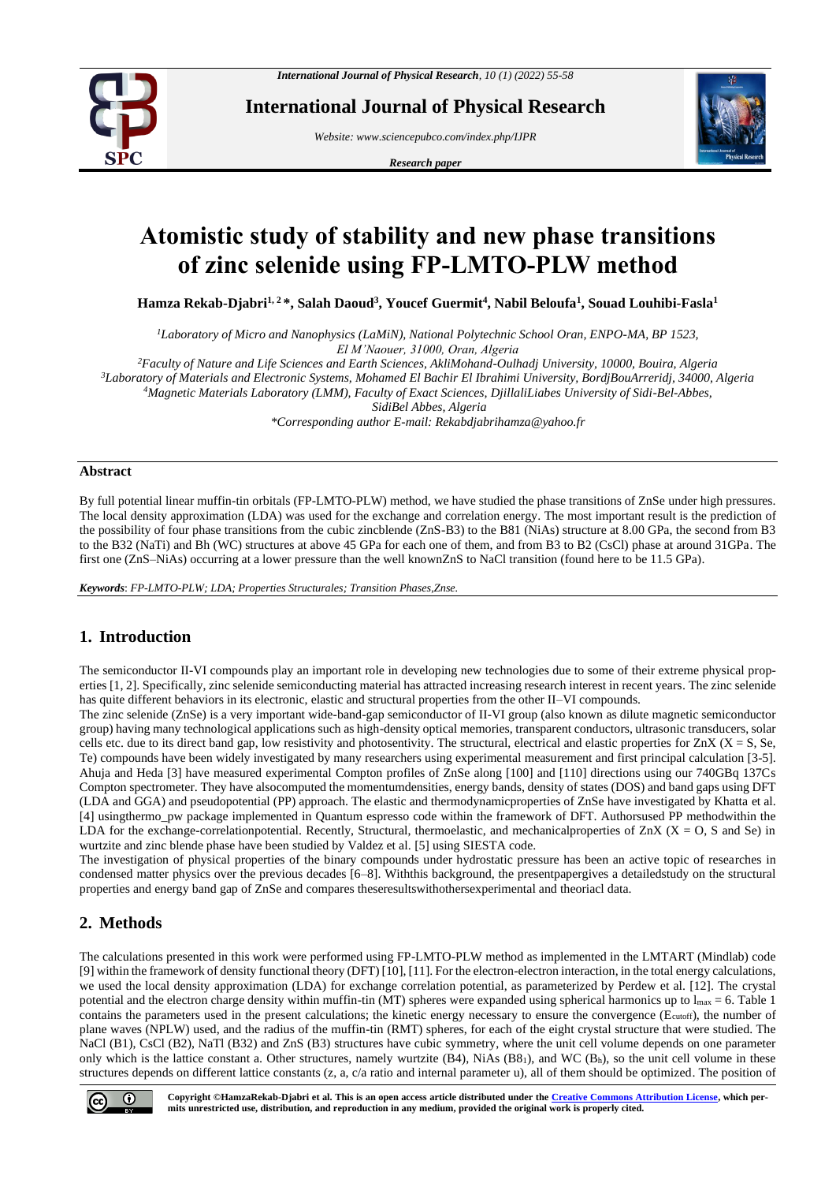International Journal of Physical Research

Website: www.sciencepubco.com/index.php/IJPR

*Research paper*

# Atomistic study of stability and new phase transitions of zinc selenide using FP-LMTO-PLW method

**Hamza Rekab-Djabri[1, 2]\*, Salah Daoud[3], Youcef Guermit[4], Nabil Beloufa[1], Souad Louhibi-Fasla[1]**

*[1]Laboratory of Micro and Nanophysics (LaMiN), National Polytechnic School Oran, ENPO-MA, BP 1523, El M'Naouer, 31000, Oran, Algeria*
*[2]Faculty of Nature and Life Sciences and Earth Sciences, AkliMohand-Oulhadj University, 10000, Bouira, Algeria*
*[3]Laboratory of Materials and Electronic Systems, Mohamed El Bachir El Ibrahimi University, BordjBouArreridj, 34000, Algeria*
*[4]Magnetic Materials Laboratory (LMM), Faculty of Exact Sciences, DjillaliLiabes University of Sidi-Bel-Abbes, SidiBel Abbes, Algeria*
*\*Corresponding author E-mail: Rekabdjabrihamza@yahoo.fr*

## Abstract

By full potential linear muffin-tin orbitals (FP-LMTO-PLW) method, we have studied the phase transitions of ZnSe under high pressures. The local density approximation (LDA) was used for the exchange and correlation energy. The most important result is the prediction of the possibility of four phase transitions from the cubic zincblende (ZnS-B3) to the B81 (NiAs) structure at 8.00 GPa, the second from B3 to the B32 (NaTi) and Bh (WC) structures at above 45 GPa for each one of them, and from B3 to B2 (CsCl) phase at around 31GPa. The first one (ZnS–NiAs) occurring at a lower pressure than the well knownZnS to NaCl transition (found here to be 11.5 GPa).

***Keywords***: *FP-LMTO-PLW; LDA; Properties Structurales; Transition Phases,Znse.*

## 1. Introduction

The semiconductor II-VI compounds play an important role in developing new technologies due to some of their extreme physical properties [1, 2]. Specifically, zinc selenide semiconducting material has attracted increasing research interest in recent years. The zinc selenide has quite different behaviors in its electronic, elastic and structural properties from the other II–VI compounds.

The zinc selenide (ZnSe) is a very important wide-band-gap semiconductor of II-VI group (also known as dilute magnetic semiconductor group) having many technological applications such as high-density optical memories, transparent conductors, ultrasonic transducers, solar cells etc. due to its direct band gap, low resistivity and photosentivity. The structural, electrical and elastic properties for ZnX (X = S, Se, Te) compounds have been widely investigated by many researchers using experimental measurement and first principal calculation [3-5]. Ahuja and Heda [3] have measured experimental Compton profiles of ZnSe along [100] and [110] directions using our 740GBq 137Cs Compton spectrometer. They have alsocomputed the momentumdensities, energy bands, density of states (DOS) and band gaps using DFT (LDA and GGA) and pseudopotential (PP) approach. The elastic and thermodynamicproperties of ZnSe have investigated by Khatta et al. [4] usingthermo_pw package implemented in Quantum espresso code within the framework of DFT. Authorsused PP methodwithin the LDA for the exchange-correlationpotential. Recently, Structural, thermoelastic, and mechanicalproperties of ZnX (X = O, S and Se) in wurtzite and zinc blende phase have been studied by Valdez et al. [5] using SIESTA code.

The investigation of physical properties of the binary compounds under hydrostatic pressure has been an active topic of researches in condensed matter physics over the previous decades [6–8]. Withthis background, the presentpapergives a detailedstudy on the structural properties and energy band gap of ZnSe and compares theseresultswithothersexperimental and theoriacl data.

## 2. Methods

The calculations presented in this work were performed using FP-LMTO-PLW method as implemented in the LMTART (Mindlab) code [9] within the framework of density functional theory (DFT) [10], [11]. For the electron-electron interaction, in the total energy calculations, we used the local density approximation (LDA) for exchange correlation potential, as parameterized by Perdew et al. [12]. The crystal potential and the electron charge density within muffin-tin (MT) spheres were expanded using spherical harmonics up to $l_{max} = 6$. Table 1 contains the parameters used in the present calculations; the kinetic energy necessary to ensure the convergence ($E_{cutoff}$), the number of plane waves (NPLW) used, and the radius of the muffin-tin (RMT) spheres, for each of the eight crystal structure that were studied. The NaCl (B1), CsCl (B2), NaTl (B32) and ZnS (B3) structures have cubic symmetry, where the unit cell volume depends on one parameter only which is the lattice constant a. Other structures, namely wurtzite (B4), NiAs ($B8_1$), and WC ($B_h$), so the unit cell volume in these structures depends on different lattice constants (z, a, c/a ratio and internal parameter u), all of them should be optimized. The position of

**Copyright ©HamzaRekab-Djabri et al. This is an open access article distributed under the Creative Commons Attribution License, which permits unrestricted use, distribution, and reproduction in any medium, provided the original work is properly cited.**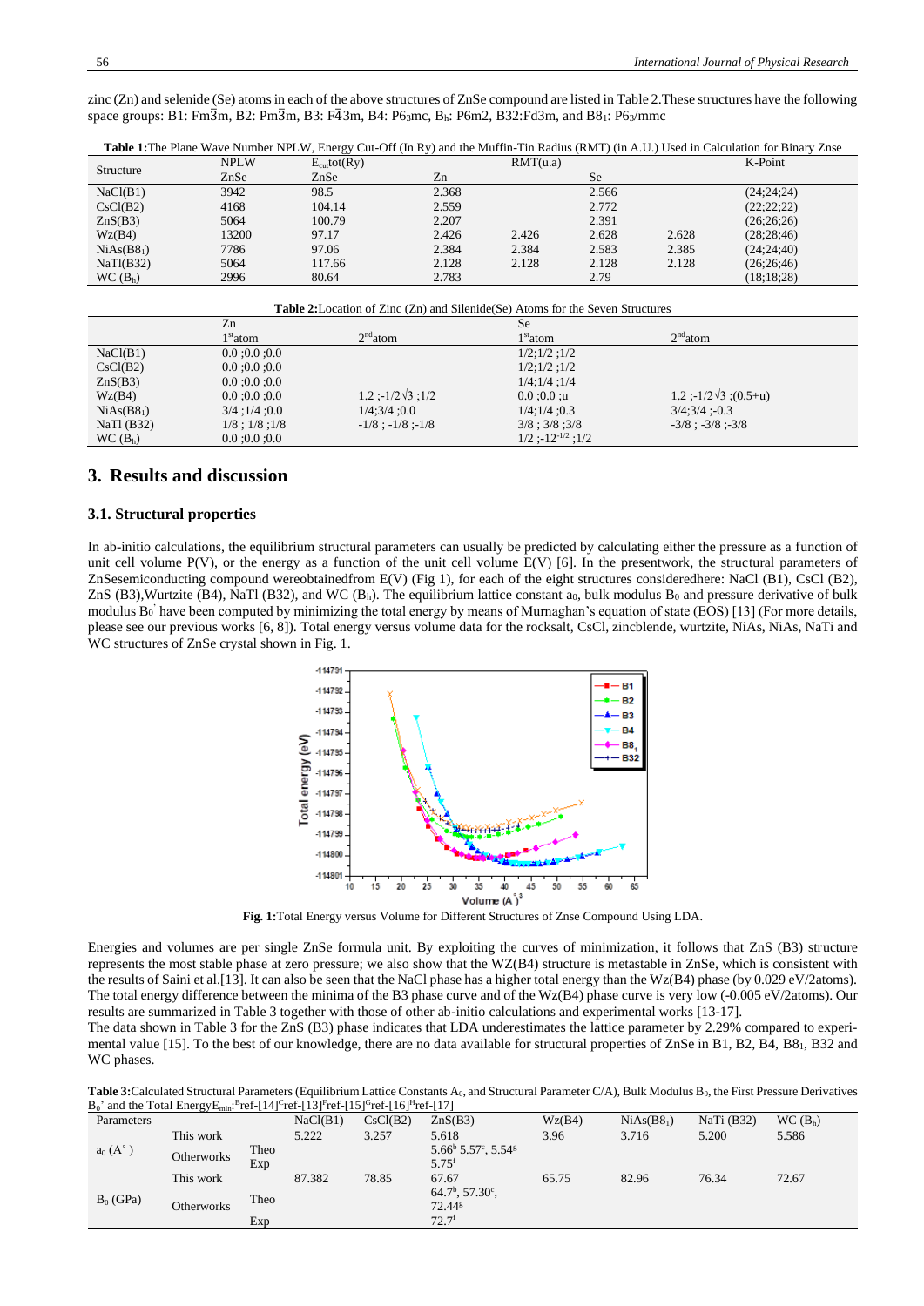zinc (Zn) and selenide (Se) atoms in each of the above structures of ZnSe compound are listed in Table 2.These structures have the following space groups: B1: Fm$\bar{3}$m, B2: Pm$\bar{3}$m, B3: F$\bar{4}$3m, B4: P6$_3$mc, B$_h$: P6m2, B32:Fd3m, and B8$_1$: P6$_3$/mmc

**Table 1:**The Plane Wave Number NPLW, Energy Cut-Off (In Ry) and the Muffin-Tin Radius (RMT) (in A.U.) Used in Calculation for Binary Znse

| Structure | NPLW | $E_{cut}$tot(Ry) | RMT(u.a) | | | | K-Point |
|---|---|---|---|---|---|---|---|
| | ZnSe | ZnSe | Zn | | Se | | |
| NaCl(B1) | 3942 | 98.5 | 2.368 | | 2.566 | | (24;24;24) |
| CsCl(B2) | 4168 | 104.14 | 2.559 | | 2.772 | | (22;22;22) |
| ZnS(B3) | 5064 | 100.79 | 2.207 | | 2.391 | | (26;26;26) |
| Wz(B4) | 13200 | 97.17 | 2.426 | 2.426 | 2.628 | 2.628 | (28;28;46) |
| NiAs(B8$_1$) | 7786 | 97.06 | 2.384 | 2.384 | 2.583 | 2.385 | (24;24;40) |
| NaTl(B32) | 5064 | 117.66 | 2.128 | 2.128 | 2.128 | 2.128 | (26;26;46) |
| WC (B$_h$) | 2996 | 80.64 | 2.783 | | 2.79 | | (18;18;28) |

**Table 2:**Location of Zinc (Zn) and Silenide(Se) Atoms for the Seven Structures

| | Zn | | Se | |
|---|---|---|---|---|
| | 1$^{st}$atom | 2$^{nd}$atom | 1$^{st}$atom | 2$^{nd}$atom |
| NaCl(B1) | 0.0 ;0.0 ;0.0 | | 1/2;1/2 ;1/2 | |
| CsCl(B2) | 0.0 ;0.0 ;0.0 | | 1/2;1/2 ;1/2 | |
| ZnS(B3) | 0.0 ;0.0 ;0.0 | | 1/4;1/4 ;1/4 | |
| Wz(B4) | 0.0 ;0.0 ;0.0 | 1.2 ;-1/2√3 ;1/2 | 0.0 ;0.0 ;u | 1.2 ;-1/2√3 ;(0.5+u) |
| NiAs(B8$_1$) | 3/4 ;1/4 ;0.0 | 1/4;3/4 ;0.0 | 1/4;1/4 ;0.3 | 3/4;3/4 ;-0.3 |
| NaTl (B32) | 1/8 ; 1/8 ;1/8 | -1/8 ; -1/8 ;-1/8 | 3/8 ; 3/8 ;3/8 | -3/8 ; -3/8 ;-3/8 |
| WC (B$_h$) | 0.0 ;0.0 ;0.0 | | 1/2 ;-12$^{-1/2}$ ;1/2 | |

## 3. Results and discussion

### 3.1. Structural properties

In ab-initio calculations, the equilibrium structural parameters can usually be predicted by calculating either the pressure as a function of unit cell volume P(V), or the energy as a function of the unit cell volume E(V) [6]. In the presentwork, the structural parameters of ZnSesemiconducting compound wereobtainedfrom E(V) (Fig 1), for each of the eight structures consideredhere: NaCl (B1), CsCl (B2), ZnS (B3),Wurtzite (B4), NaTl (B32), and WC (B$_h$). The equilibrium lattice constant $a_0$, bulk modulus $B_0$ and pressure derivative of bulk modulus $B_0'$ have been computed by minimizing the total energy by means of Murnaghan's equation of state (EOS) [13] (For more details, please see our previous works [6, 8]). Total energy versus volume data for the rocksalt, CsCl, zincblende, wurtzite, NiAs, NiAs, NaTi and WC structures of ZnSe crystal shown in Fig. 1.

**Fig. 1:**Total Energy versus Volume for Different Structures of Znse Compound Using LDA.

Energies and volumes are per single ZnSe formula unit. By exploiting the curves of minimization, it follows that ZnS (B3) structure represents the most stable phase at zero pressure; we also show that the WZ(B4) structure is metastable in ZnSe, which is consistent with the results of Saini et al.[13]. It can also be seen that the NaCl phase has a higher total energy than the Wz(B4) phase (by 0.029 eV/2atoms). The total energy difference between the minima of the B3 phase curve and of the Wz(B4) phase curve is very low (-0.005 eV/2atoms). Our results are summarized in Table 3 together with those of other ab-initio calculations and experimental works [13-17].

The data shown in Table 3 for the ZnS (B3) phase indicates that LDA underestimates the lattice parameter by 2.29% compared to experimental value [15]. To the best of our knowledge, there are no data available for structural properties of ZnSe in B1, B2, B4, B8$_1$, B32 and WC phases.

**Table 3:**Calculated Structural Parameters (Equilibrium Lattice Constants A$_0$, and Structural Parameter C/A), Bulk Modulus B$_0$, the First Pressure Derivatives B$_0$' and the Total Energy$E_{min}$:[B]ref-[14][C]ref-[13][F]ref-[15][G]ref-[16][H]ref-[17]

| Parameters | | | NaCl(B1) | CsCl(B2) | ZnS(B3) | Wz(B4) | NiAs(B8$_1$) | NaTi (B32) | WC (B$_h$) |
|---|---|---|---|---|---|---|---|---|---|
| $a_0$ (A°) | This work | | 5.222 | 3.257 | 5.618 | 3.96 | 3.716 | 5.200 | 5.586 |
| | Otherworks | Theo | | | 5.66[b] 5.57[c], 5.54[g] | | | | |
| | | Exp | | | 5.75[f] | | | | |
| $B_0$ (GPa) | This work | | 87.382 | 78.85 | 67.67 | 65.75 | 82.96 | 76.34 | 72.67 |
| | Otherworks | Theo | | | 64.7[b], 57.30[c], 72.44[g] | | | | |
| | | Exp | | | 72.7[f] | | | | |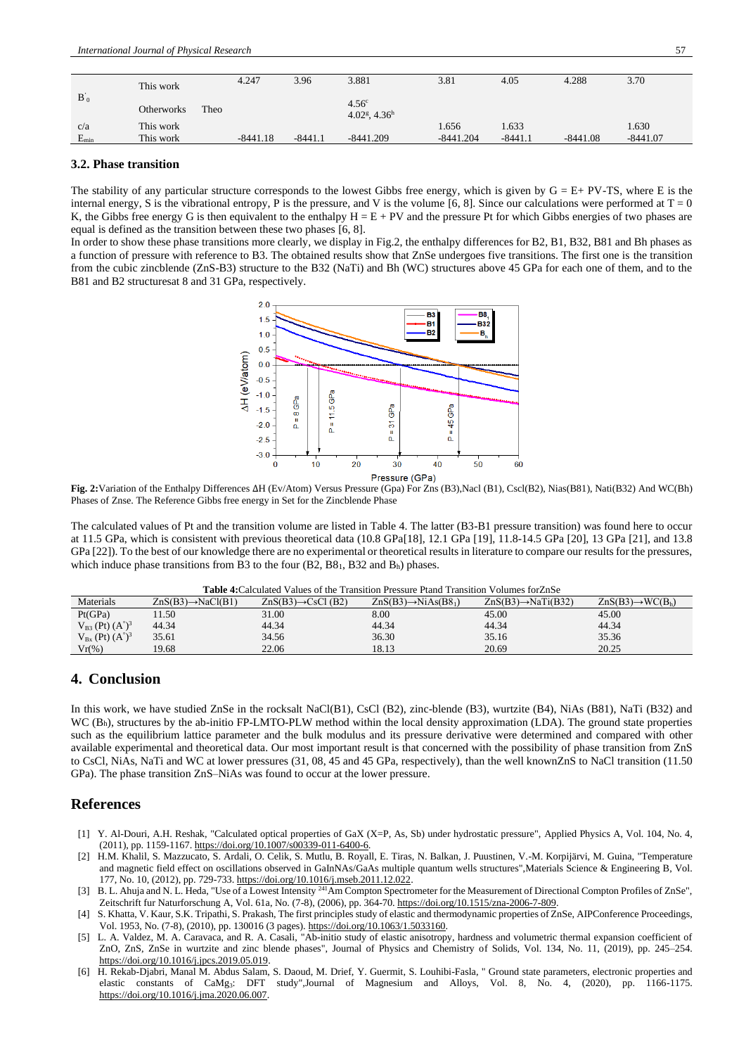|  |  |  | 4.247 | 3.96 | 3.881 | 3.81 | 4.05 | 4.288 | 3.70 |
|---|---|---|---|---|---|---|---|---|---|
| $B'_0$ | This work |  | 4.247 | 3.96 | 3.881 | 3.81 | 4.05 | 4.288 | 3.70 |
|  | Otherworks | Theo |  |  | $4.56^c$ $4.02^g$, $4.36^h$ |  |  |  |  |
| c/a | This work |  |  |  |  | 1.656 | 1.633 |  | 1.630 |
| $E_{min}$ | This work |  | -8441.18 | -8441.1 | -8441.209 | -8441.204 | -8441.1 | -8441.08 | -8441.07 |

### 3.2. Phase transition

The stability of any particular structure corresponds to the lowest Gibbs free energy, which is given by G = E+ PV-TS, where E is the internal energy, S is the vibrational entropy, P is the pressure, and V is the volume [6, 8]. Since our calculations were performed at T = 0 K, the Gibbs free energy G is then equivalent to the enthalpy H = E + PV and the pressure Pt for which Gibbs energies of two phases are equal is defined as the transition between these two phases [6, 8].

In order to show these phase transitions more clearly, we display in Fig.2, the enthalpy differences for B2, B1, B32, B81 and Bh phases as a function of pressure with reference to B3. The obtained results show that ZnSe undergoes five transitions. The first one is the transition from the cubic zincblende (ZnS-B3) structure to the B32 (NaTi) and Bh (WC) structures above 45 GPa for each one of them, and to the B81 and B2 structuresat 8 and 31 GPa, respectively.

**Fig. 2:**Variation of the Enthalpy Differences ΔH (Ev/Atom) Versus Pressure (Gpa) For Zns (B3),Nacl (B1), Cscl(B2), Nias(B81), Nati(B32) And WC(Bh) Phases of Znse. The Reference Gibbs free energy in Set for the Zincblende Phase

The calculated values of Pt and the transition volume are listed in Table 4. The latter (B3-B1 pressure transition) was found here to occur at 11.5 GPa, which is consistent with previous theoretical data (10.8 GPa[18], 12.1 GPa [19], 11.8-14.5 GPa [20], 13 GPa [21], and 13.8 GPa [22]). To the best of our knowledge there are no experimental or theoretical results in literature to compare our results for the pressures, which induce phase transitions from B3 to the four (B2, $B8_1$, B32 and $B_h$) phases.

**Table 4:**Calculated Values of the Transition Pressure Ptand Transition Volumes forZnSe

| Materials | ZnS(B3)→NaCl(B1) | ZnS(B3)→CsCl (B2) | ZnS(B3)→NiAs($B8_1$) | ZnS(B3)→NaTi(B32) | ZnS(B3)→WC($B_h$) |
|---|---|---|---|---|---|
| Pt(GPa) | 11.50 | 31.00 | 8.00 | 45.00 | 45.00 |
| $V_{B3}$ (Pt) $(A^{\circ})^3$ | 44.34 | 44.34 | 44.34 | 44.34 | 44.34 |
| $V_{Bx}$ (Pt) $(A^{\circ})^3$ | 35.61 | 34.56 | 36.30 | 35.16 | 35.36 |
| Vr(%) | 19.68 | 22.06 | 18.13 | 20.69 | 20.25 |

## 4. Conclusion

In this work, we have studied ZnSe in the rocksalt NaCl(B1), CsCl (B2), zinc-blende (B3), wurtzite (B4), NiAs (B81), NaTi (B32) and WC ($B_h$), structures by the ab-initio FP-LMTO-PLW method within the local density approximation (LDA). The ground state properties such as the equilibrium lattice parameter and the bulk modulus and its pressure derivative were determined and compared with other available experimental and theoretical data. Our most important result is that concerned with the possibility of phase transition from ZnS to CsCl, NiAs, NaTi and WC at lower pressures (31, 08, 45 and 45 GPa, respectively), than the well knownZnS to NaCl transition (11.50 GPa). The phase transition ZnS–NiAs was found to occur at the lower pressure.

## References

[1] Y. Al-Douri, A.H. Reshak, "Calculated optical properties of GaX (X=P, As, Sb) under hydrostatic pressure", Applied Physics A, Vol. 104, No. 4, (2011), pp. 1159-1167. https://doi.org/10.1007/s00339-011-6400-6.

[2] H.M. Khalil, S. Mazzucato, S. Ardali, O. Celik, S. Mutlu, B. Royall, E. Tiras, N. Balkan, J. Puustinen, V.-M. Korpijärvi, M. Guina, "Temperature and magnetic field effect on oscillations observed in GaInNAs/GaAs multiple quantum wells structures",Materials Science & Engineering B, Vol. 177, No. 10, (2012), pp. 729-733. https://doi.org/10.1016/j.mseb.2011.12.022.

[3] B. L. Ahuja and N. L. Heda, "Use of a Lowest Intensity [241]Am Compton Spectrometer for the Measurement of Directional Compton Profiles of ZnSe", Zeitschrift fur Naturforschung A, Vol. 61a, No. (7-8), (2006), pp. 364-70. https://doi.org/10.1515/zna-2006-7-809.

[4] S. Khatta, V. Kaur, S.K. Tripathi, S. Prakash, The first principles study of elastic and thermodynamic properties of ZnSe, AIPConference Proceedings, Vol. 1953, No. (7-8), (2010), pp. 130016 (3 pages). https://doi.org/10.1063/1.5033160.

[5] L. A. Valdez, M. A. Caravaca, and R. A. Casali, "Ab-initio study of elastic anisotropy, hardness and volumetric thermal expansion coefficient of ZnO, ZnS, ZnSe in wurtzite and zinc blende phases", Journal of Physics and Chemistry of Solids, Vol. 134, No. 11, (2019), pp. 245–254. https://doi.org/10.1016/j.jpcs.2019.05.019.

[6] H. Rekab-Djabri, Manal M. Abdus Salam, S. Daoud, M. Drief, Y. Guermit, S. Louhibi-Fasla, " Ground state parameters, electronic properties and elastic constants of $CaMg_3$: DFT study",Journal of Magnesium and Alloys, Vol. 8, No. 4, (2020), pp. 1166-1175. https://doi.org/10.1016/j.jma.2020.06.007.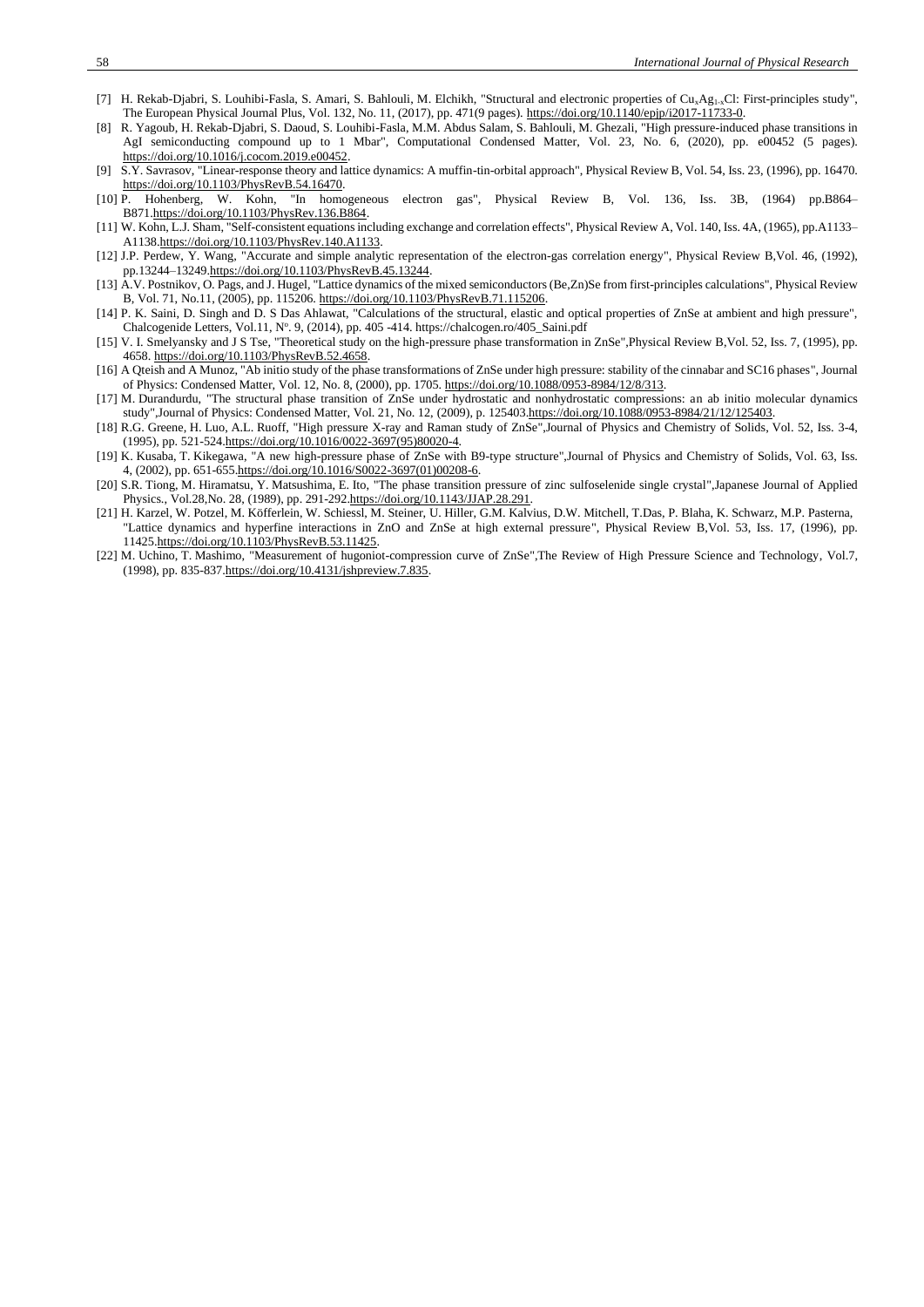[7] H. Rekab-Djabri, S. Louhibi-Fasla, S. Amari, S. Bahlouli, M. Elchikh, "Structural and electronic properties of $Cu_xAg_{1-x}Cl$: First-principles study", The European Physical Journal Plus, Vol. 132, No. 11, (2017), pp. 471(9 pages). https://doi.org/10.1140/epjp/i2017-11733-0.

[8] R. Yagoub, H. Rekab-Djabri, S. Daoud, S. Louhibi-Fasla, M.M. Abdus Salam, S. Bahlouli, M. Ghezali, "High pressure-induced phase transitions in AgI semiconducting compound up to 1 Mbar", Computational Condensed Matter, Vol. 23, No. 6, (2020), pp. e00452 (5 pages). https://doi.org/10.1016/j.cocom.2019.e00452.

[9] S.Y. Savrasov, "Linear-response theory and lattice dynamics: A muffin-tin-orbital approach", Physical Review B, Vol. 54, Iss. 23, (1996), pp. 16470. https://doi.org/10.1103/PhysRevB.54.16470.

[10] P. Hohenberg, W. Kohn, "In homogeneous electron gas", Physical Review B, Vol. 136, Iss. 3B, (1964) pp.B864–B871.https://doi.org/10.1103/PhysRev.136.B864.

[11] W. Kohn, L.J. Sham, "Self-consistent equations including exchange and correlation effects", Physical Review A, Vol. 140, Iss. 4A, (1965), pp.A1133–A1138.https://doi.org/10.1103/PhysRev.140.A1133.

[12] J.P. Perdew, Y. Wang, "Accurate and simple analytic representation of the electron-gas correlation energy", Physical Review B,Vol. 46, (1992), pp.13244–13249.https://doi.org/10.1103/PhysRevB.45.13244.

[13] A.V. Postnikov, O. Pags, and J. Hugel, "Lattice dynamics of the mixed semiconductors (Be,Zn)Se from first-principles calculations", Physical Review B, Vol. 71, No.11, (2005), pp. 115206. https://doi.org/10.1103/PhysRevB.71.115206.

[14] P. K. Saini, D. Singh and D. S Das Ahlawat, "Calculations of the structural, elastic and optical properties of ZnSe at ambient and high pressure", Chalcogenide Letters, Vol.11, N°. 9, (2014), pp. 405 -414. https://chalcogen.ro/405_Saini.pdf

[15] V. I. Smelyansky and J S Tse, "Theoretical study on the high-pressure phase transformation in ZnSe",Physical Review B,Vol. 52, Iss. 7, (1995), pp. 4658. https://doi.org/10.1103/PhysRevB.52.4658.

[16] A Qteish and A Munoz, "Ab initio study of the phase transformations of ZnSe under high pressure: stability of the cinnabar and SC16 phases", Journal of Physics: Condensed Matter, Vol. 12, No. 8, (2000), pp. 1705. https://doi.org/10.1088/0953-8984/12/8/313.

[17] M. Durandurdu, "The structural phase transition of ZnSe under hydrostatic and nonhydrostatic compressions: an ab initio molecular dynamics study",Journal of Physics: Condensed Matter, Vol. 21, No. 12, (2009), p. 125403.https://doi.org/10.1088/0953-8984/21/12/125403.

[18] R.G. Greene, H. Luo, A.L. Ruoff, "High pressure X-ray and Raman study of ZnSe",Journal of Physics and Chemistry of Solids, Vol. 52, Iss. 3-4, (1995), pp. 521-524.https://doi.org/10.1016/0022-3697(95)80020-4.

[19] K. Kusaba, T. Kikegawa, "A new high-pressure phase of ZnSe with B9-type structure",Journal of Physics and Chemistry of Solids, Vol. 63, Iss. 4, (2002), pp. 651-655.https://doi.org/10.1016/S0022-3697(01)00208-6.

[20] S.R. Tiong, M. Hiramatsu, Y. Matsushima, E. Ito, "The phase transition pressure of zinc sulfoselenide single crystal",Japanese Journal of Applied Physics., Vol.28,No. 28, (1989), pp. 291-292.https://doi.org/10.1143/JJAP.28.291.

[21] H. Karzel, W. Potzel, M. Köfferlein, W. Schiessl, M. Steiner, U. Hiller, G.M. Kalvius, D.W. Mitchell, T.Das, P. Blaha, K. Schwarz, M.P. Pasterna, "Lattice dynamics and hyperfine interactions in ZnO and ZnSe at high external pressure", Physical Review B,Vol. 53, Iss. 17, (1996), pp. 11425.https://doi.org/10.1103/PhysRevB.53.11425.

[22] M. Uchino, T. Mashimo, "Measurement of hugoniot-compression curve of ZnSe",The Review of High Pressure Science and Technology, Vol.7, (1998), pp. 835-837.https://doi.org/10.4131/jshpreview.7.835.